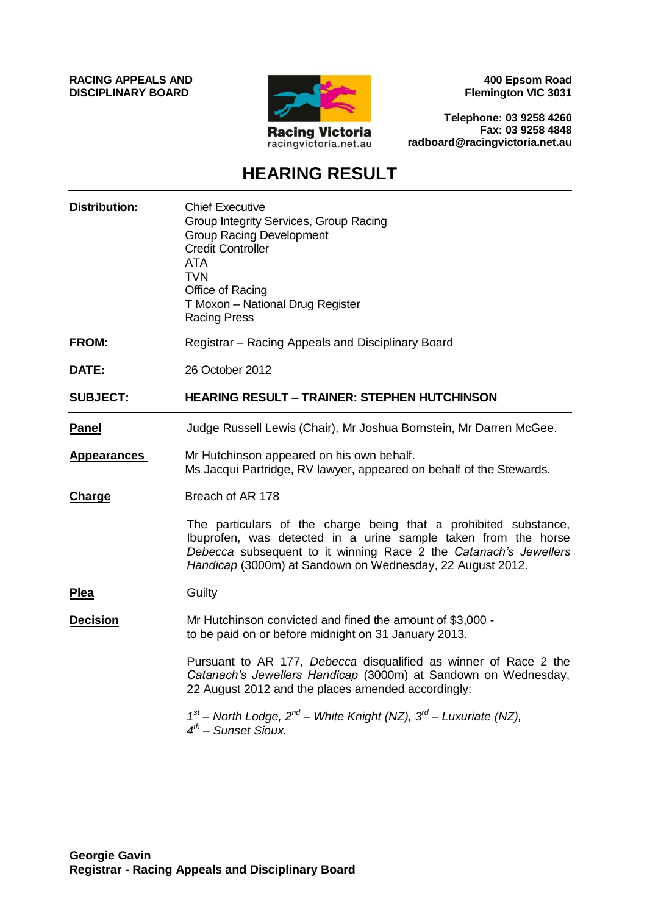**RACING APPEALS AND DISCIPLINARY BOARD**

Racing Victoria
racingvictoria.net.au

**400 Epsom Road**
**Flemington VIC 3031**

**Telephone: 03 9258 4260**
**Fax: 03 9258 4848**
**radboard@racingvictoria.net.au**

# HEARING RESULT

**Distribution:**
Chief Executive
Group Integrity Services, Group Racing
Group Racing Development
Credit Controller
ATA
TVN
Office of Racing
T Moxon – National Drug Register
Racing Press

**FROM:** Registrar – Racing Appeals and Disciplinary Board

**DATE:** 26 October 2012

**SUBJECT:** **HEARING RESULT – TRAINER: STEPHEN HUTCHINSON**

---

**Panel**
Judge Russell Lewis (Chair), Mr Joshua Bornstein, Mr Darren McGee.

**Appearances**
Mr Hutchinson appeared on his own behalf.
Ms Jacqui Partridge, RV lawyer, appeared on behalf of the Stewards.

**Charge**
Breach of AR 178

The particulars of the charge being that a prohibited substance, Ibuprofen, was detected in a urine sample taken from the horse *Debecca* subsequent to it winning Race 2 the *Catanach's Jewellers Handicap* (3000m) at Sandown on Wednesday, 22 August 2012.

**Plea**
Guilty

**Decision**
Mr Hutchinson convicted and fined the amount of $3,000 - to be paid on or before midnight on 31 January 2013.

Pursuant to AR 177, *Debecca* disqualified as winner of Race 2 the *Catanach's Jewellers Handicap* (3000m) at Sandown on Wednesday, 22 August 2012 and the places amended accordingly:

*1st – North Lodge, 2nd – White Knight (NZ), 3rd – Luxuriate (NZ), 4th – Sunset Sioux.*

---

**Georgie Gavin**
**Registrar - Racing Appeals and Disciplinary Board**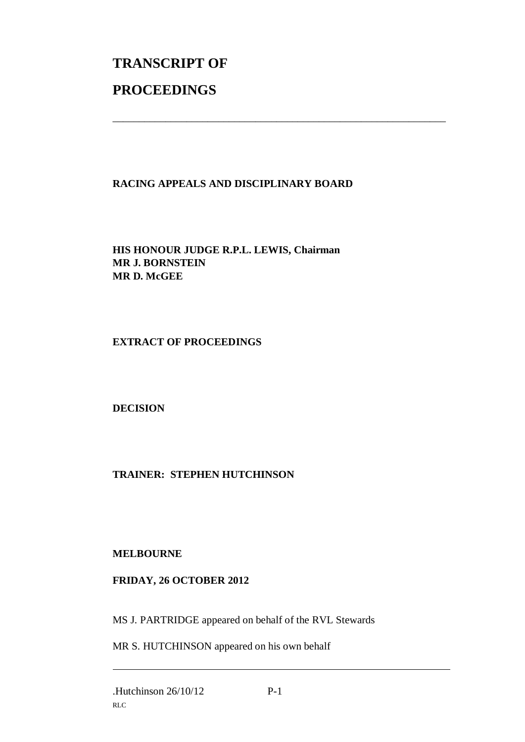# TRANSCRIPT OF

# PROCEEDINGS

---

**RACING APPEALS AND DISCIPLINARY BOARD**

**HIS HONOUR JUDGE R.P.L. LEWIS, Chairman**
**MR J. BORNSTEIN**
**MR D. McGEE**

**EXTRACT OF PROCEEDINGS**

**DECISION**

**TRAINER: STEPHEN HUTCHINSON**

**MELBOURNE**

**FRIDAY, 26 OCTOBER 2012**

MS J. PARTRIDGE appeared on behalf of the RVL Stewards

MR S. HUTCHINSON appeared on his own behalf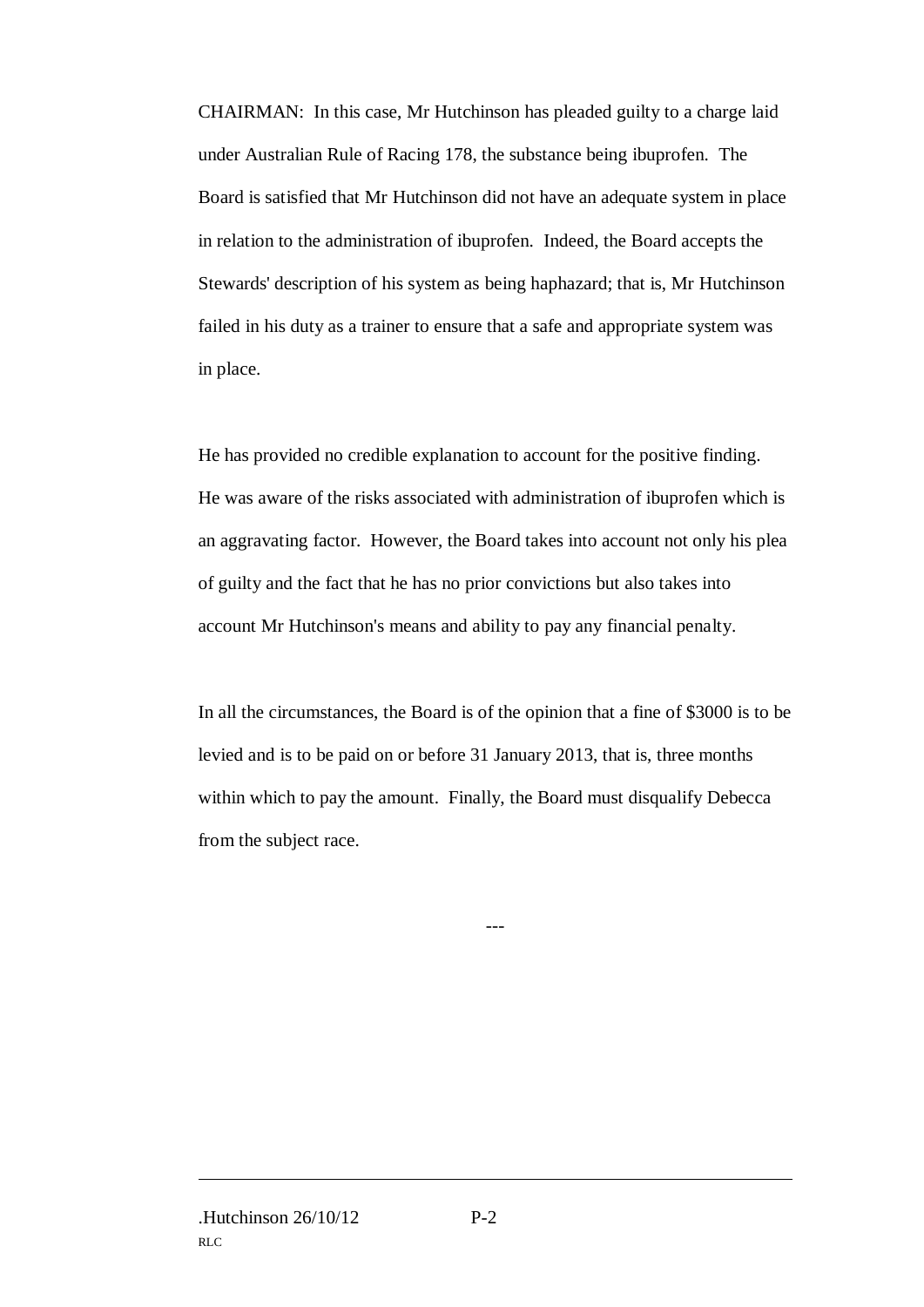CHAIRMAN: In this case, Mr Hutchinson has pleaded guilty to a charge laid under Australian Rule of Racing 178, the substance being ibuprofen. The Board is satisfied that Mr Hutchinson did not have an adequate system in place in relation to the administration of ibuprofen. Indeed, the Board accepts the Stewards' description of his system as being haphazard; that is, Mr Hutchinson failed in his duty as a trainer to ensure that a safe and appropriate system was in place.

He has provided no credible explanation to account for the positive finding. He was aware of the risks associated with administration of ibuprofen which is an aggravating factor. However, the Board takes into account not only his plea of guilty and the fact that he has no prior convictions but also takes into account Mr Hutchinson's means and ability to pay any financial penalty.

In all the circumstances, the Board is of the opinion that a fine of $3000 is to be levied and is to be paid on or before 31 January 2013, that is, three months within which to pay the amount. Finally, the Board must disqualify Debecca from the subject race.

---